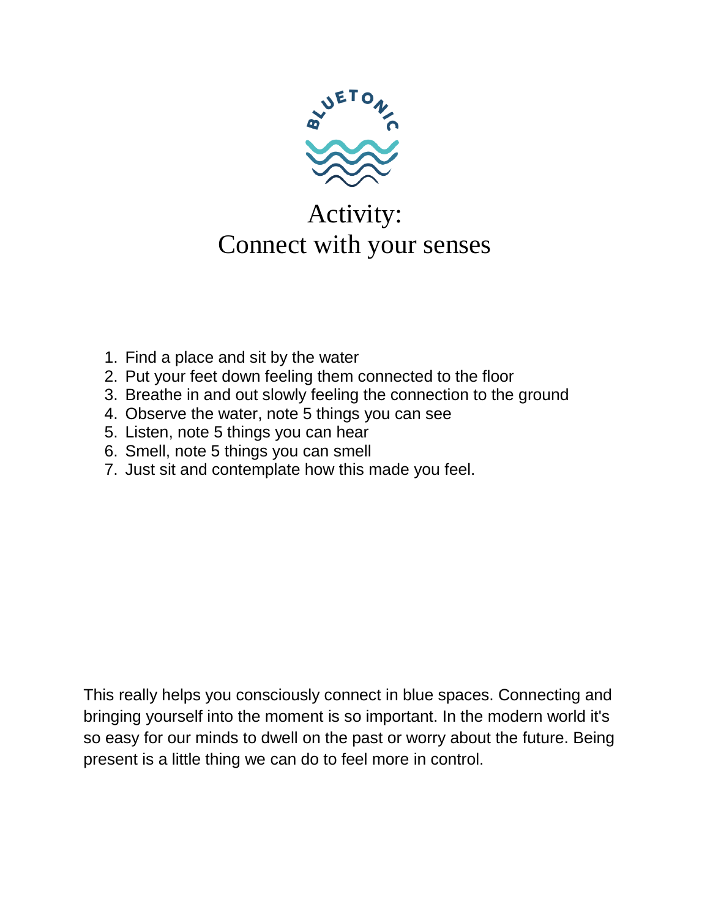BLUETONIC

# Activity:
# Connect with your senses

1. Find a place and sit by the water
2. Put your feet down feeling them connected to the floor
3. Breathe in and out slowly feeling the connection to the ground
4. Observe the water, note 5 things you can see
5. Listen, note 5 things you can hear
6. Smell, note 5 things you can smell
7. Just sit and contemplate how this made you feel.

This really helps you consciously connect in blue spaces. Connecting and bringing yourself into the moment is so important. In the modern world it's so easy for our minds to dwell on the past or worry about the future. Being present is a little thing we can do to feel more in control.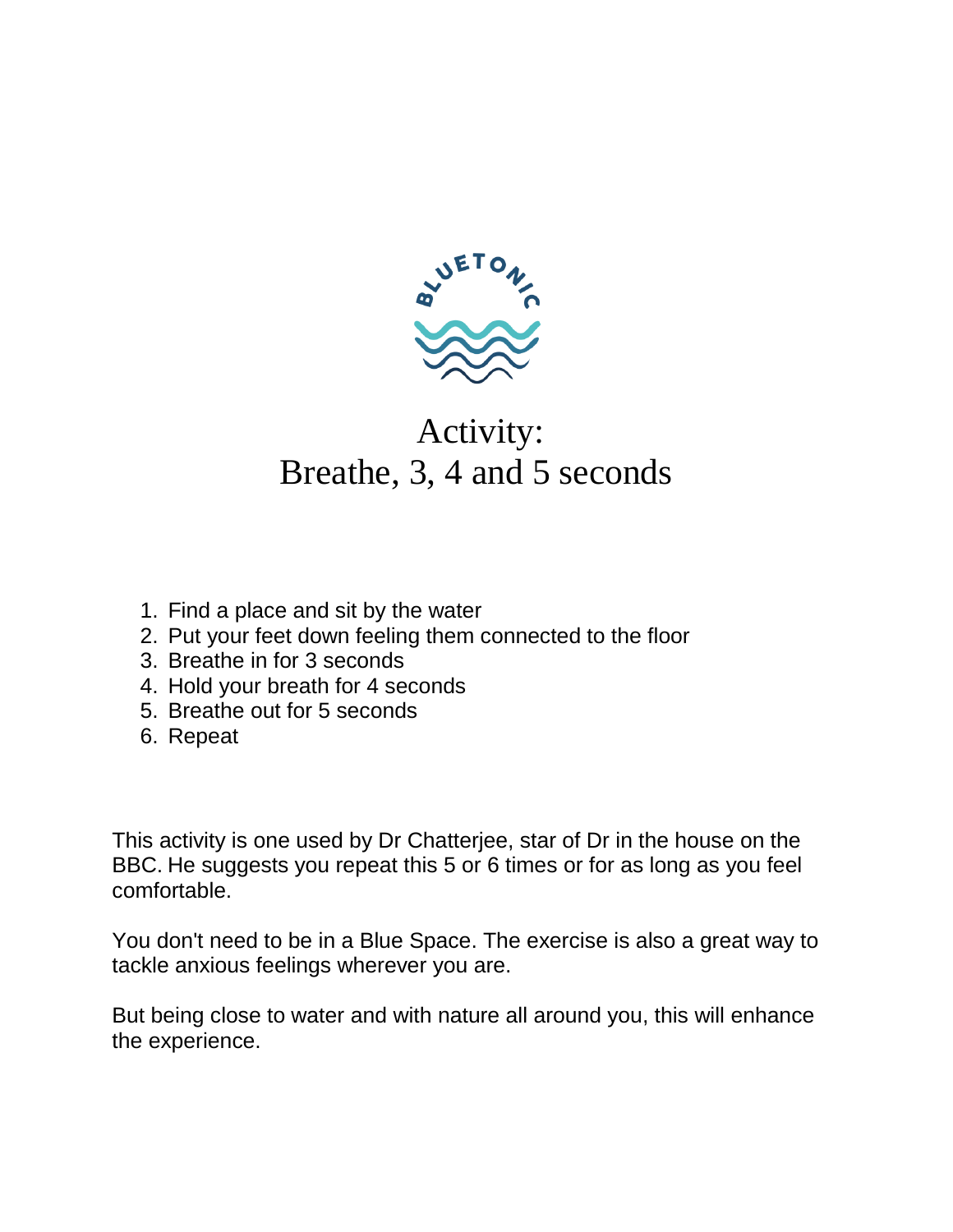# Activity:
# Breathe, 3, 4 and 5 seconds

1. Find a place and sit by the water
2. Put your feet down feeling them connected to the floor
3. Breathe in for 3 seconds
4. Hold your breath for 4 seconds
5. Breathe out for 5 seconds
6. Repeat

This activity is one used by Dr Chatterjee, star of Dr in the house on the BBC. He suggests you repeat this 5 or 6 times or for as long as you feel comfortable.

You don't need to be in a Blue Space. The exercise is also a great way to tackle anxious feelings wherever you are.

But being close to water and with nature all around you, this will enhance the experience.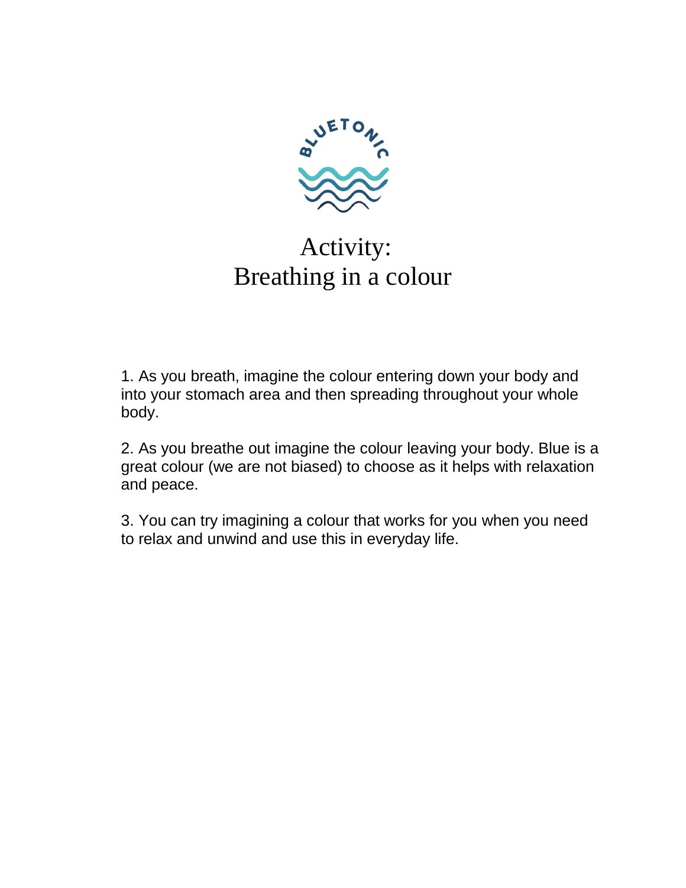# Activity: Breathing in a colour

1. As you breath, imagine the colour entering down your body and into your stomach area and then spreading throughout your whole body.

2. As you breathe out imagine the colour leaving your body. Blue is a great colour (we are not biased) to choose as it helps with relaxation and peace.

3. You can try imagining a colour that works for you when you need to relax and unwind and use this in everyday life.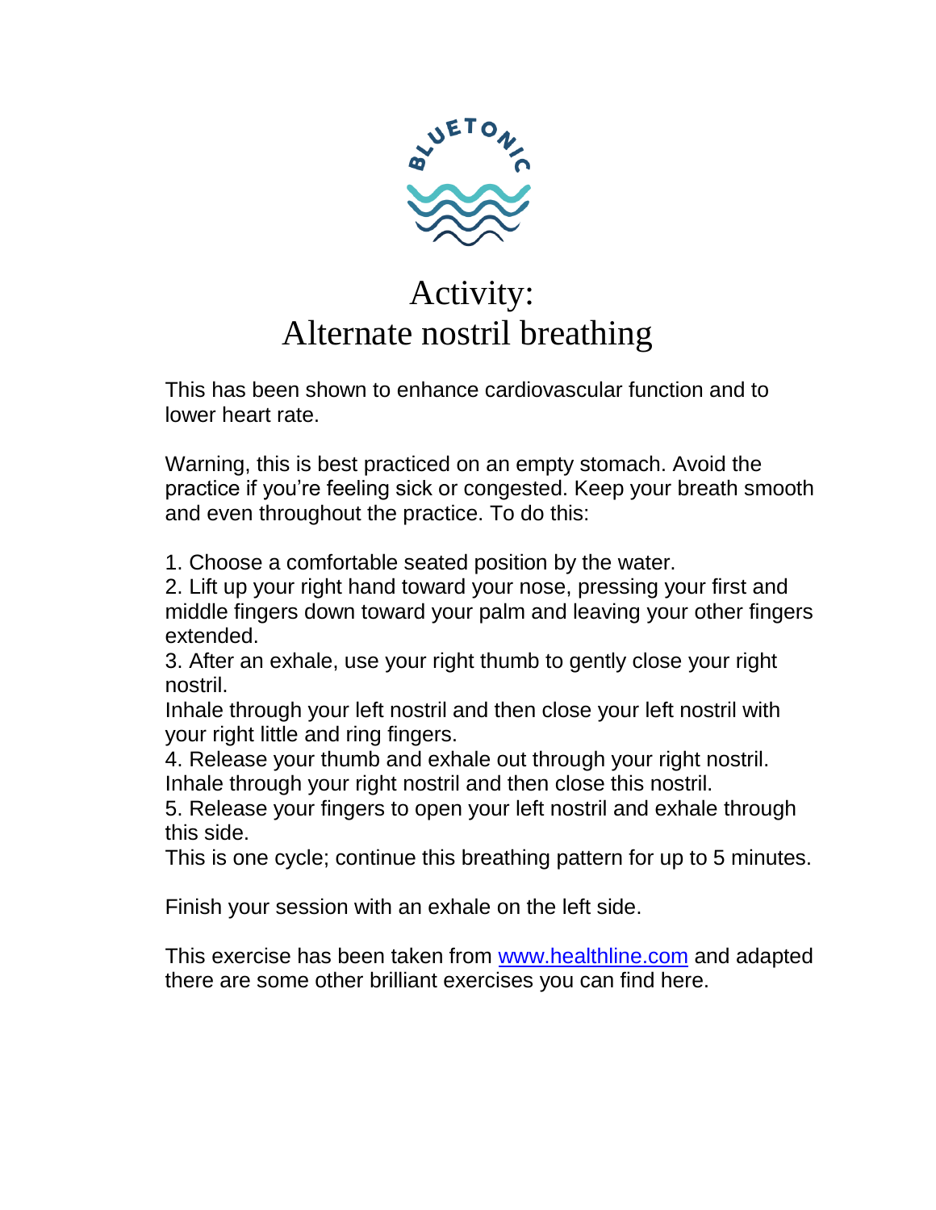BLUETONIC

# Activity:
# Alternate nostril breathing

This has been shown to enhance cardiovascular function and to lower heart rate.

Warning, this is best practiced on an empty stomach. Avoid the practice if you're feeling sick or congested. Keep your breath smooth and even throughout the practice. To do this:

1. Choose a comfortable seated position by the water.
2. Lift up your right hand toward your nose, pressing your first and middle fingers down toward your palm and leaving your other fingers extended.
3. After an exhale, use your right thumb to gently close your right nostril.
Inhale through your left nostril and then close your left nostril with your right little and ring fingers.
4. Release your thumb and exhale out through your right nostril.
Inhale through your right nostril and then close this nostril.
5. Release your fingers to open your left nostril and exhale through this side.
This is one cycle; continue this breathing pattern for up to 5 minutes.

Finish your session with an exhale on the left side.

This exercise has been taken from [www.healthline.com](http://www.healthline.com) and adapted there are some other brilliant exercises you can find here.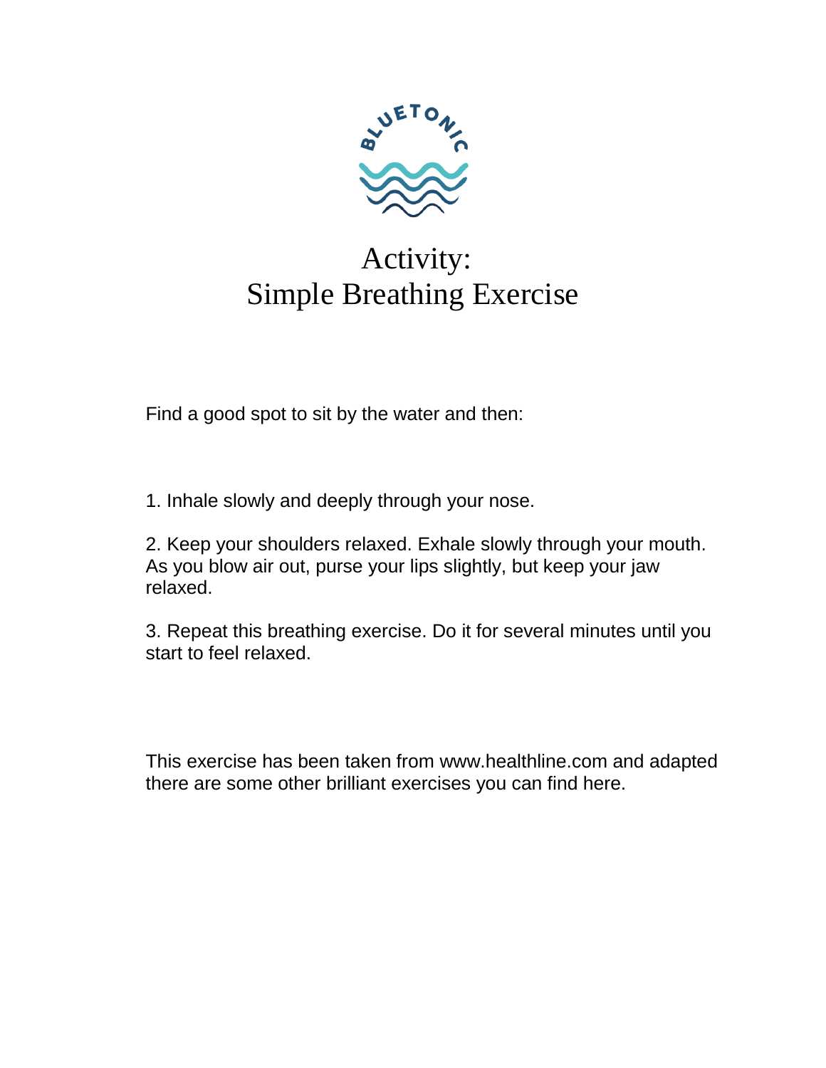BLUETONIC

# Activity:
# Simple Breathing Exercise

Find a good spot to sit by the water and then:

1. Inhale slowly and deeply through your nose.

2. Keep your shoulders relaxed. Exhale slowly through your mouth. As you blow air out, purse your lips slightly, but keep your jaw relaxed.

3. Repeat this breathing exercise. Do it for several minutes until you start to feel relaxed.

This exercise has been taken from www.healthline.com and adapted there are some other brilliant exercises you can find here.